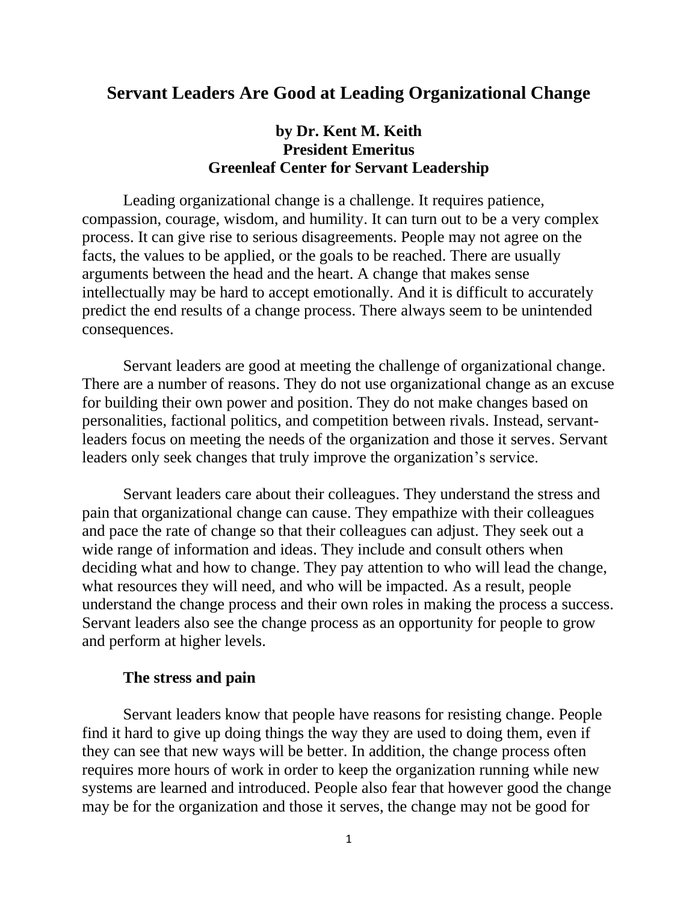# Servant Leaders Are Good at Leading Organizational Change

**by Dr. Kent M. Keith**
**President Emeritus**
**Greenleaf Center for Servant Leadership**

Leading organizational change is a challenge. It requires patience, compassion, courage, wisdom, and humility. It can turn out to be a very complex process. It can give rise to serious disagreements. People may not agree on the facts, the values to be applied, or the goals to be reached. There are usually arguments between the head and the heart. A change that makes sense intellectually may be hard to accept emotionally. And it is difficult to accurately predict the end results of a change process. There always seem to be unintended consequences.

Servant leaders are good at meeting the challenge of organizational change. There are a number of reasons. They do not use organizational change as an excuse for building their own power and position. They do not make changes based on personalities, factional politics, and competition between rivals. Instead, servant-leaders focus on meeting the needs of the organization and those it serves. Servant leaders only seek changes that truly improve the organization's service.

Servant leaders care about their colleagues. They understand the stress and pain that organizational change can cause. They empathize with their colleagues and pace the rate of change so that their colleagues can adjust. They seek out a wide range of information and ideas. They include and consult others when deciding what and how to change. They pay attention to who will lead the change, what resources they will need, and who will be impacted. As a result, people understand the change process and their own roles in making the process a success. Servant leaders also see the change process as an opportunity for people to grow and perform at higher levels.

## The stress and pain

Servant leaders know that people have reasons for resisting change. People find it hard to give up doing things the way they are used to doing them, even if they can see that new ways will be better. In addition, the change process often requires more hours of work in order to keep the organization running while new systems are learned and introduced. People also fear that however good the change may be for the organization and those it serves, the change may not be good for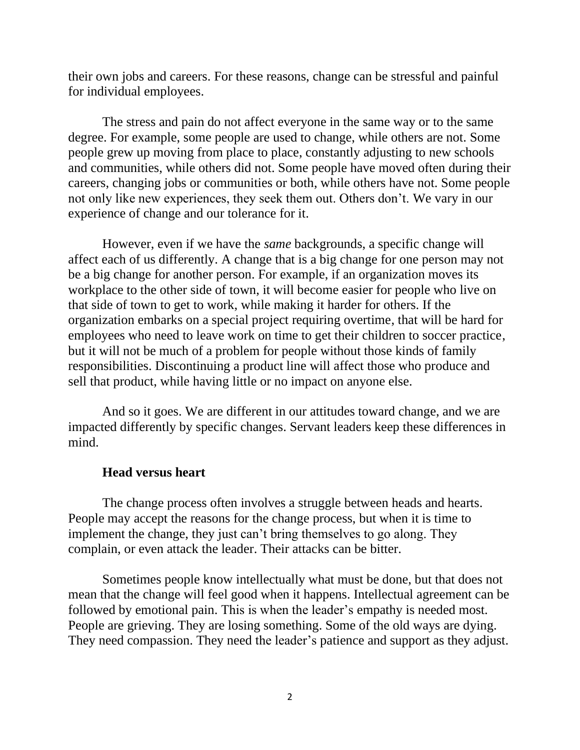their own jobs and careers. For these reasons, change can be stressful and painful for individual employees.

The stress and pain do not affect everyone in the same way or to the same degree. For example, some people are used to change, while others are not. Some people grew up moving from place to place, constantly adjusting to new schools and communities, while others did not. Some people have moved often during their careers, changing jobs or communities or both, while others have not. Some people not only like new experiences, they seek them out. Others don't. We vary in our experience of change and our tolerance for it.

However, even if we have the *same* backgrounds, a specific change will affect each of us differently. A change that is a big change for one person may not be a big change for another person. For example, if an organization moves its workplace to the other side of town, it will become easier for people who live on that side of town to get to work, while making it harder for others. If the organization embarks on a special project requiring overtime, that will be hard for employees who need to leave work on time to get their children to soccer practice, but it will not be much of a problem for people without those kinds of family responsibilities. Discontinuing a product line will affect those who produce and sell that product, while having little or no impact on anyone else.

And so it goes. We are different in our attitudes toward change, and we are impacted differently by specific changes. Servant leaders keep these differences in mind.

### Head versus heart

The change process often involves a struggle between heads and hearts. People may accept the reasons for the change process, but when it is time to implement the change, they just can't bring themselves to go along. They complain, or even attack the leader. Their attacks can be bitter.

Sometimes people know intellectually what must be done, but that does not mean that the change will feel good when it happens. Intellectual agreement can be followed by emotional pain. This is when the leader's empathy is needed most. People are grieving. They are losing something. Some of the old ways are dying. They need compassion. They need the leader's patience and support as they adjust.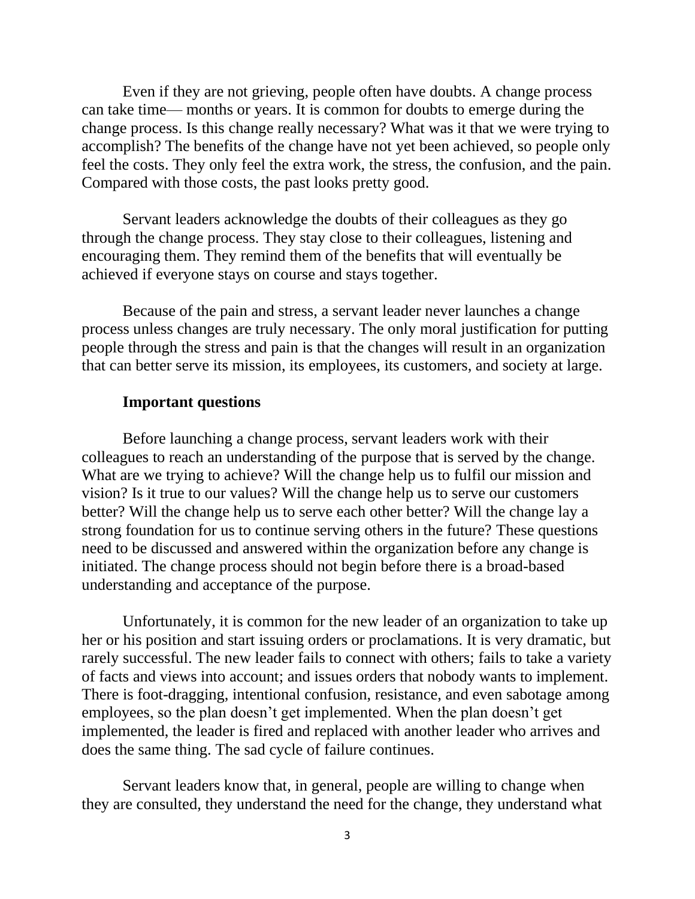Even if they are not grieving, people often have doubts. A change process can take time— months or years. It is common for doubts to emerge during the change process. Is this change really necessary? What was it that we were trying to accomplish? The benefits of the change have not yet been achieved, so people only feel the costs. They only feel the extra work, the stress, the confusion, and the pain. Compared with those costs, the past looks pretty good.

Servant leaders acknowledge the doubts of their colleagues as they go through the change process. They stay close to their colleagues, listening and encouraging them. They remind them of the benefits that will eventually be achieved if everyone stays on course and stays together.

Because of the pain and stress, a servant leader never launches a change process unless changes are truly necessary. The only moral justification for putting people through the stress and pain is that the changes will result in an organization that can better serve its mission, its employees, its customers, and society at large.

**Important questions**

Before launching a change process, servant leaders work with their colleagues to reach an understanding of the purpose that is served by the change. What are we trying to achieve? Will the change help us to fulfil our mission and vision? Is it true to our values? Will the change help us to serve our customers better? Will the change help us to serve each other better? Will the change lay a strong foundation for us to continue serving others in the future? These questions need to be discussed and answered within the organization before any change is initiated. The change process should not begin before there is a broad-based understanding and acceptance of the purpose.

Unfortunately, it is common for the new leader of an organization to take up her or his position and start issuing orders or proclamations. It is very dramatic, but rarely successful. The new leader fails to connect with others; fails to take a variety of facts and views into account; and issues orders that nobody wants to implement. There is foot-dragging, intentional confusion, resistance, and even sabotage among employees, so the plan doesn't get implemented. When the plan doesn't get implemented, the leader is fired and replaced with another leader who arrives and does the same thing. The sad cycle of failure continues.

Servant leaders know that, in general, people are willing to change when they are consulted, they understand the need for the change, they understand what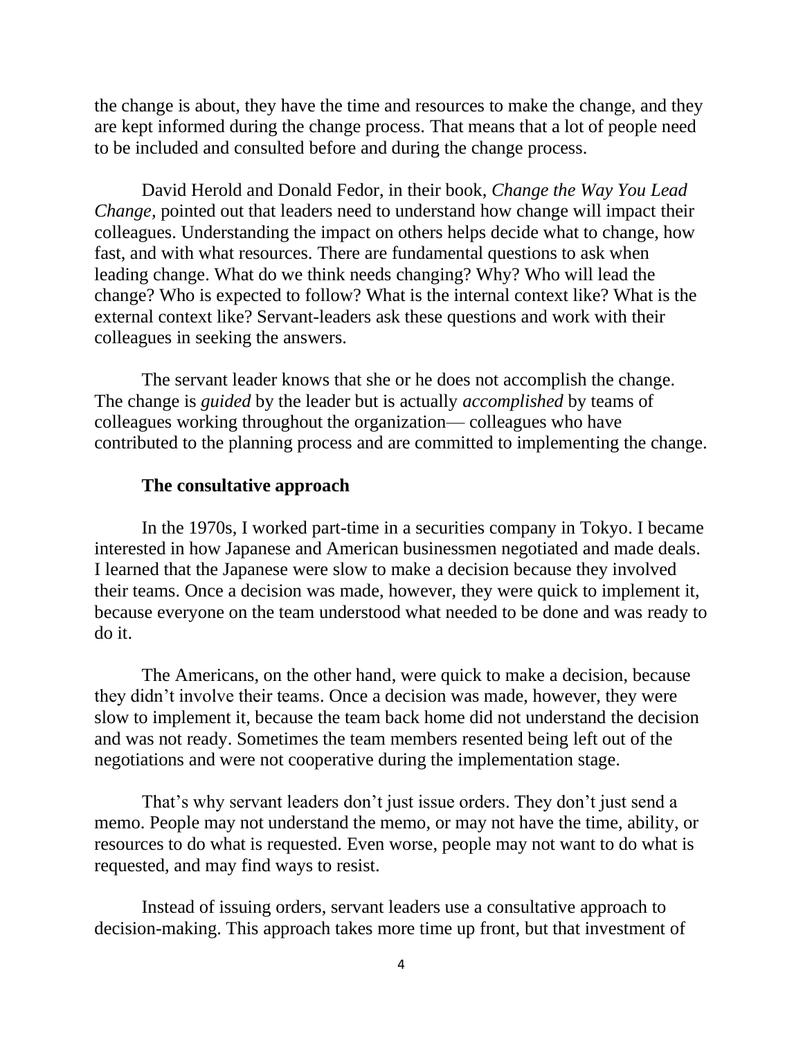the change is about, they have the time and resources to make the change, and they are kept informed during the change process. That means that a lot of people need to be included and consulted before and during the change process.

David Herold and Donald Fedor, in their book, *Change the Way You Lead Change,* pointed out that leaders need to understand how change will impact their colleagues. Understanding the impact on others helps decide what to change, how fast, and with what resources. There are fundamental questions to ask when leading change. What do we think needs changing? Why? Who will lead the change? Who is expected to follow? What is the internal context like? What is the external context like? Servant-leaders ask these questions and work with their colleagues in seeking the answers.

The servant leader knows that she or he does not accomplish the change. The change is *guided* by the leader but is actually *accomplished* by teams of colleagues working throughout the organization— colleagues who have contributed to the planning process and are committed to implementing the change.

### The consultative approach

In the 1970s, I worked part-time in a securities company in Tokyo. I became interested in how Japanese and American businessmen negotiated and made deals. I learned that the Japanese were slow to make a decision because they involved their teams. Once a decision was made, however, they were quick to implement it, because everyone on the team understood what needed to be done and was ready to do it.

The Americans, on the other hand, were quick to make a decision, because they didn't involve their teams. Once a decision was made, however, they were slow to implement it, because the team back home did not understand the decision and was not ready. Sometimes the team members resented being left out of the negotiations and were not cooperative during the implementation stage.

That's why servant leaders don't just issue orders. They don't just send a memo. People may not understand the memo, or may not have the time, ability, or resources to do what is requested. Even worse, people may not want to do what is requested, and may find ways to resist.

Instead of issuing orders, servant leaders use a consultative approach to decision-making. This approach takes more time up front, but that investment of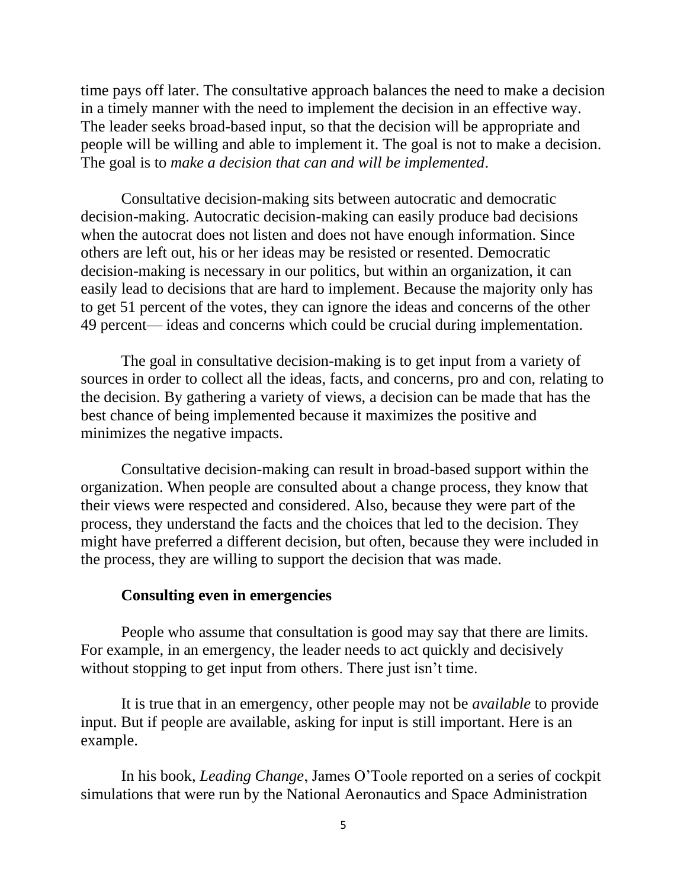time pays off later. The consultative approach balances the need to make a decision in a timely manner with the need to implement the decision in an effective way. The leader seeks broad-based input, so that the decision will be appropriate and people will be willing and able to implement it. The goal is not to make a decision. The goal is to *make a decision that can and will be implemented*.

Consultative decision-making sits between autocratic and democratic decision-making. Autocratic decision-making can easily produce bad decisions when the autocrat does not listen and does not have enough information. Since others are left out, his or her ideas may be resisted or resented. Democratic decision-making is necessary in our politics, but within an organization, it can easily lead to decisions that are hard to implement. Because the majority only has to get 51 percent of the votes, they can ignore the ideas and concerns of the other 49 percent— ideas and concerns which could be crucial during implementation.

The goal in consultative decision-making is to get input from a variety of sources in order to collect all the ideas, facts, and concerns, pro and con, relating to the decision. By gathering a variety of views, a decision can be made that has the best chance of being implemented because it maximizes the positive and minimizes the negative impacts.

Consultative decision-making can result in broad-based support within the organization. When people are consulted about a change process, they know that their views were respected and considered. Also, because they were part of the process, they understand the facts and the choices that led to the decision. They might have preferred a different decision, but often, because they were included in the process, they are willing to support the decision that was made.

**Consulting even in emergencies**

People who assume that consultation is good may say that there are limits. For example, in an emergency, the leader needs to act quickly and decisively without stopping to get input from others. There just isn't time.

It is true that in an emergency, other people may not be *available* to provide input. But if people are available, asking for input is still important. Here is an example.

In his book, *Leading Change*, James O'Toole reported on a series of cockpit simulations that were run by the National Aeronautics and Space Administration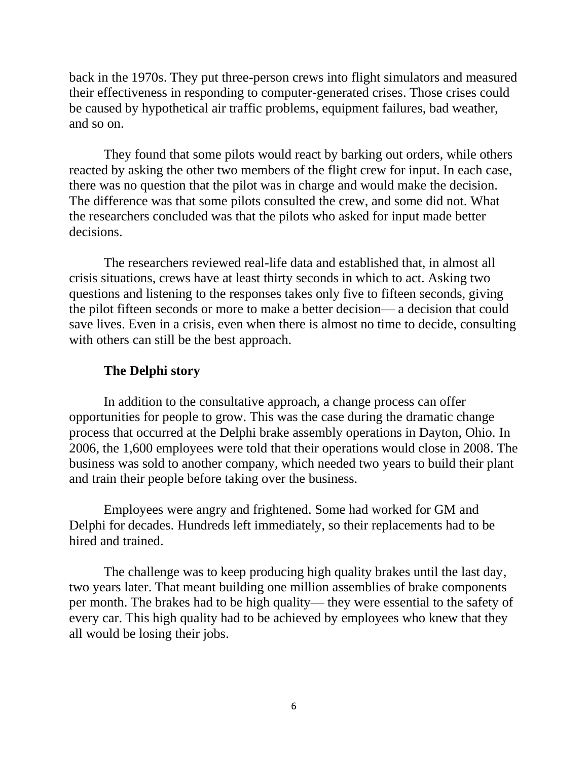back in the 1970s. They put three-person crews into flight simulators and measured their effectiveness in responding to computer-generated crises. Those crises could be caused by hypothetical air traffic problems, equipment failures, bad weather, and so on.

They found that some pilots would react by barking out orders, while others reacted by asking the other two members of the flight crew for input. In each case, there was no question that the pilot was in charge and would make the decision. The difference was that some pilots consulted the crew, and some did not. What the researchers concluded was that the pilots who asked for input made better decisions.

The researchers reviewed real-life data and established that, in almost all crisis situations, crews have at least thirty seconds in which to act. Asking two questions and listening to the responses takes only five to fifteen seconds, giving the pilot fifteen seconds or more to make a better decision— a decision that could save lives. Even in a crisis, even when there is almost no time to decide, consulting with others can still be the best approach.

**The Delphi story**

In addition to the consultative approach, a change process can offer opportunities for people to grow. This was the case during the dramatic change process that occurred at the Delphi brake assembly operations in Dayton, Ohio. In 2006, the 1,600 employees were told that their operations would close in 2008. The business was sold to another company, which needed two years to build their plant and train their people before taking over the business.

Employees were angry and frightened. Some had worked for GM and Delphi for decades. Hundreds left immediately, so their replacements had to be hired and trained.

The challenge was to keep producing high quality brakes until the last day, two years later. That meant building one million assemblies of brake components per month. The brakes had to be high quality— they were essential to the safety of every car. This high quality had to be achieved by employees who knew that they all would be losing their jobs.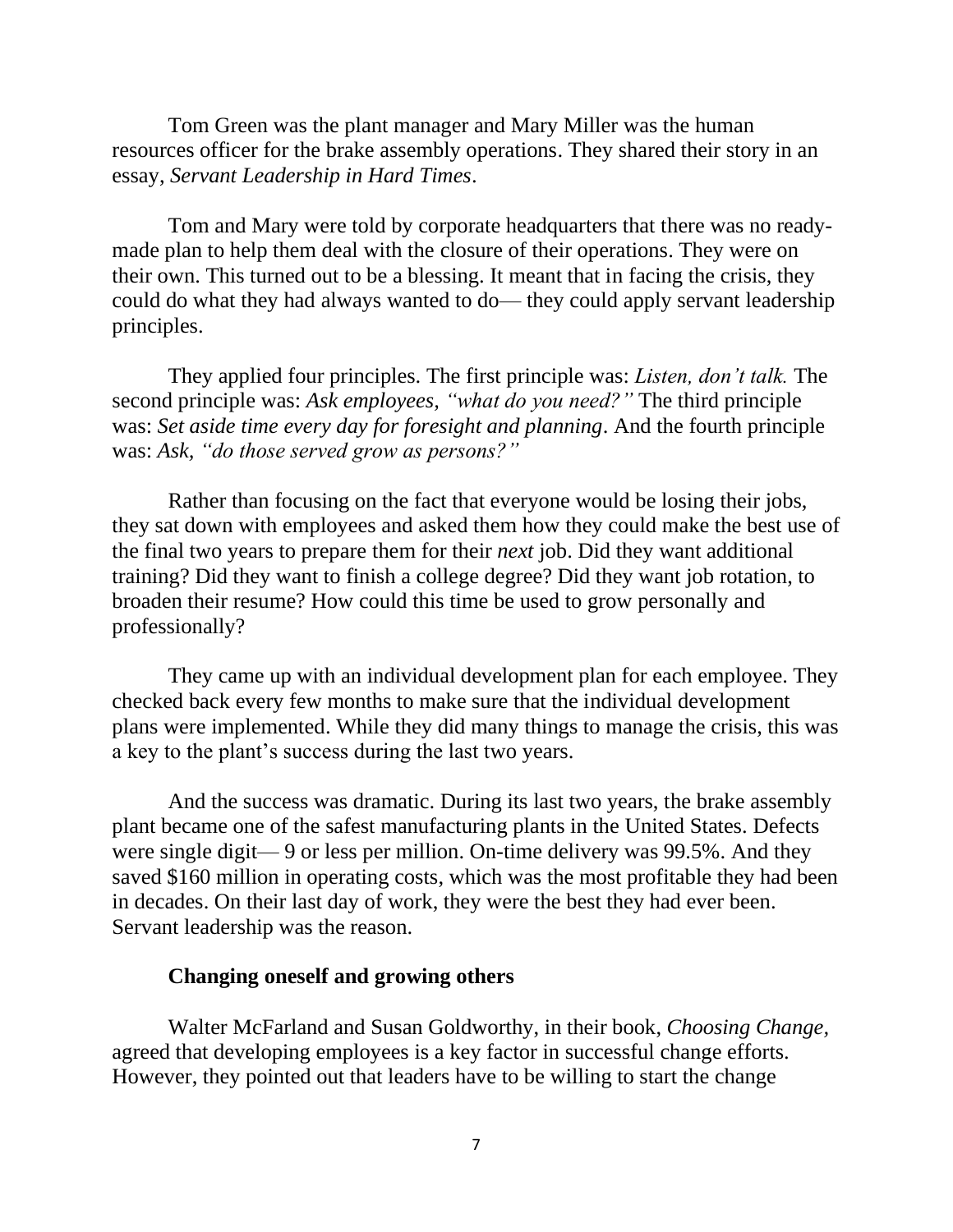Tom Green was the plant manager and Mary Miller was the human resources officer for the brake assembly operations. They shared their story in an essay, *Servant Leadership in Hard Times*.

Tom and Mary were told by corporate headquarters that there was no ready-made plan to help them deal with the closure of their operations. They were on their own. This turned out to be a blessing. It meant that in facing the crisis, they could do what they had always wanted to do— they could apply servant leadership principles.

They applied four principles. The first principle was: *Listen, don't talk.* The second principle was: *Ask employees, "what do you need?"* The third principle was: *Set aside time every day for foresight and planning*. And the fourth principle was: *Ask, "do those served grow as persons?"*

Rather than focusing on the fact that everyone would be losing their jobs, they sat down with employees and asked them how they could make the best use of the final two years to prepare them for their *next* job. Did they want additional training? Did they want to finish a college degree? Did they want job rotation, to broaden their resume? How could this time be used to grow personally and professionally?

They came up with an individual development plan for each employee. They checked back every few months to make sure that the individual development plans were implemented. While they did many things to manage the crisis, this was a key to the plant's success during the last two years.

And the success was dramatic. During its last two years, the brake assembly plant became one of the safest manufacturing plants in the United States. Defects were single digit— 9 or less per million. On-time delivery was 99.5%. And they saved $160 million in operating costs, which was the most profitable they had been in decades. On their last day of work, they were the best they had ever been. Servant leadership was the reason.

### Changing oneself and growing others

Walter McFarland and Susan Goldworthy, in their book, *Choosing Change,* agreed that developing employees is a key factor in successful change efforts. However, they pointed out that leaders have to be willing to start the change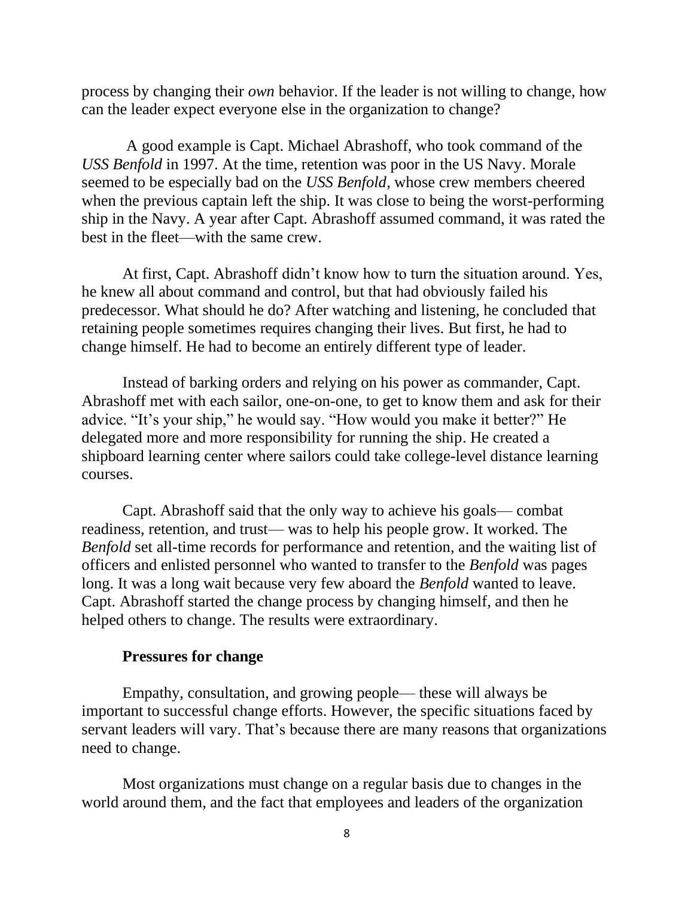process by changing their *own* behavior. If the leader is not willing to change, how can the leader expect everyone else in the organization to change?

A good example is Capt. Michael Abrashoff, who took command of the *USS Benfold* in 1997. At the time, retention was poor in the US Navy. Morale seemed to be especially bad on the *USS Benfold*, whose crew members cheered when the previous captain left the ship. It was close to being the worst-performing ship in the Navy. A year after Capt. Abrashoff assumed command, it was rated the best in the fleet—with the same crew.

At first, Capt. Abrashoff didn't know how to turn the situation around. Yes, he knew all about command and control, but that had obviously failed his predecessor. What should he do? After watching and listening, he concluded that retaining people sometimes requires changing their lives. But first, he had to change himself. He had to become an entirely different type of leader.

Instead of barking orders and relying on his power as commander, Capt. Abrashoff met with each sailor, one-on-one, to get to know them and ask for their advice. "It's your ship," he would say. "How would you make it better?" He delegated more and more responsibility for running the ship. He created a shipboard learning center where sailors could take college-level distance learning courses.

Capt. Abrashoff said that the only way to achieve his goals— combat readiness, retention, and trust— was to help his people grow. It worked. The *Benfold* set all-time records for performance and retention, and the waiting list of officers and enlisted personnel who wanted to transfer to the *Benfold* was pages long. It was a long wait because very few aboard the *Benfold* wanted to leave. Capt. Abrashoff started the change process by changing himself, and then he helped others to change. The results were extraordinary.

**Pressures for change**

Empathy, consultation, and growing people— these will always be important to successful change efforts. However, the specific situations faced by servant leaders will vary. That's because there are many reasons that organizations need to change.

Most organizations must change on a regular basis due to changes in the world around them, and the fact that employees and leaders of the organization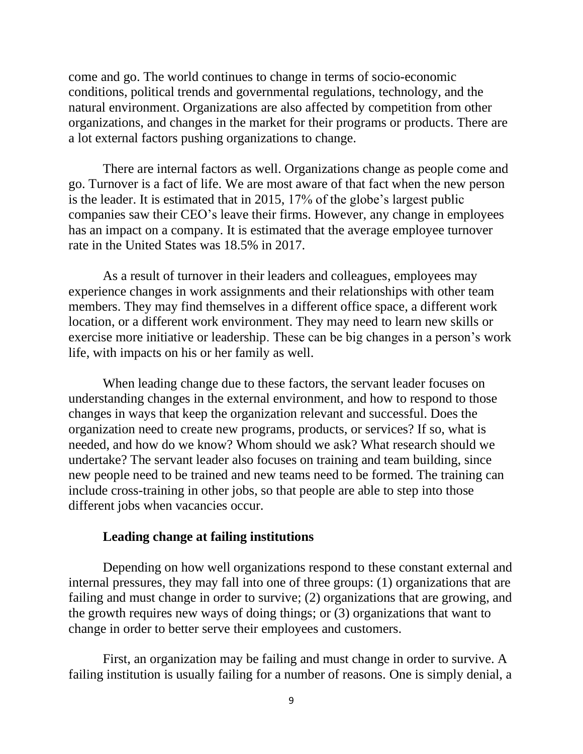come and go. The world continues to change in terms of socio-economic conditions, political trends and governmental regulations, technology, and the natural environment. Organizations are also affected by competition from other organizations, and changes in the market for their programs or products. There are a lot external factors pushing organizations to change.

There are internal factors as well. Organizations change as people come and go. Turnover is a fact of life. We are most aware of that fact when the new person is the leader. It is estimated that in 2015, 17% of the globe's largest public companies saw their CEO's leave their firms. However, any change in employees has an impact on a company. It is estimated that the average employee turnover rate in the United States was 18.5% in 2017.

As a result of turnover in their leaders and colleagues, employees may experience changes in work assignments and their relationships with other team members. They may find themselves in a different office space, a different work location, or a different work environment. They may need to learn new skills or exercise more initiative or leadership. These can be big changes in a person's work life, with impacts on his or her family as well.

When leading change due to these factors, the servant leader focuses on understanding changes in the external environment, and how to respond to those changes in ways that keep the organization relevant and successful. Does the organization need to create new programs, products, or services? If so, what is needed, and how do we know? Whom should we ask? What research should we undertake? The servant leader also focuses on training and team building, since new people need to be trained and new teams need to be formed. The training can include cross-training in other jobs, so that people are able to step into those different jobs when vacancies occur.

**Leading change at failing institutions**

Depending on how well organizations respond to these constant external and internal pressures, they may fall into one of three groups: (1) organizations that are failing and must change in order to survive; (2) organizations that are growing, and the growth requires new ways of doing things; or (3) organizations that want to change in order to better serve their employees and customers.

First, an organization may be failing and must change in order to survive. A failing institution is usually failing for a number of reasons. One is simply denial, a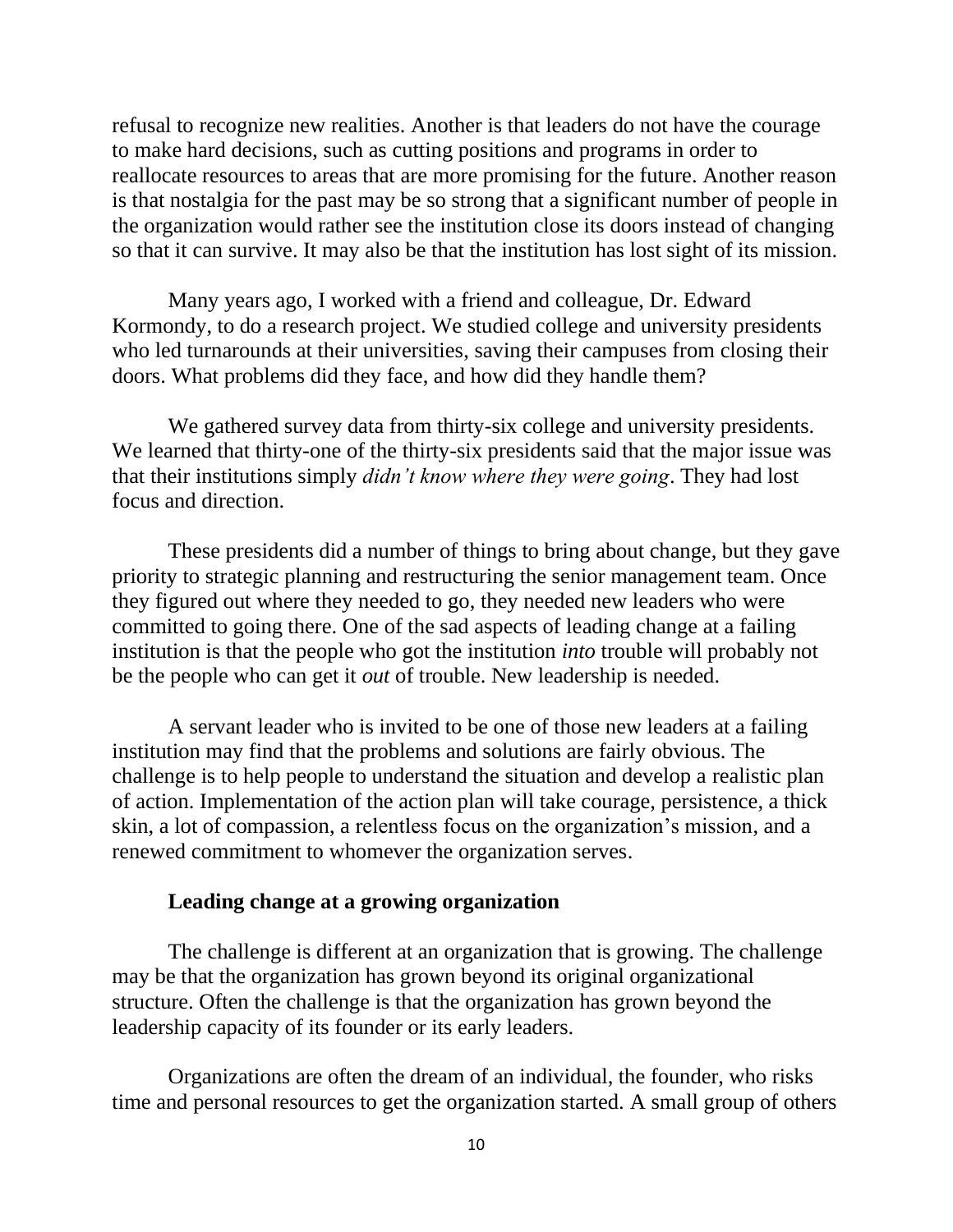refusal to recognize new realities. Another is that leaders do not have the courage to make hard decisions, such as cutting positions and programs in order to reallocate resources to areas that are more promising for the future. Another reason is that nostalgia for the past may be so strong that a significant number of people in the organization would rather see the institution close its doors instead of changing so that it can survive. It may also be that the institution has lost sight of its mission.

Many years ago, I worked with a friend and colleague, Dr. Edward Kormondy, to do a research project. We studied college and university presidents who led turnarounds at their universities, saving their campuses from closing their doors. What problems did they face, and how did they handle them?

We gathered survey data from thirty-six college and university presidents. We learned that thirty-one of the thirty-six presidents said that the major issue was that their institutions simply *didn't know where they were going*. They had lost focus and direction.

These presidents did a number of things to bring about change, but they gave priority to strategic planning and restructuring the senior management team. Once they figured out where they needed to go, they needed new leaders who were committed to going there. One of the sad aspects of leading change at a failing institution is that the people who got the institution *into* trouble will probably not be the people who can get it *out* of trouble. New leadership is needed.

A servant leader who is invited to be one of those new leaders at a failing institution may find that the problems and solutions are fairly obvious. The challenge is to help people to understand the situation and develop a realistic plan of action. Implementation of the action plan will take courage, persistence, a thick skin, a lot of compassion, a relentless focus on the organization's mission, and a renewed commitment to whomever the organization serves.

**Leading change at a growing organization**

The challenge is different at an organization that is growing. The challenge may be that the organization has grown beyond its original organizational structure. Often the challenge is that the organization has grown beyond the leadership capacity of its founder or its early leaders.

Organizations are often the dream of an individual, the founder, who risks time and personal resources to get the organization started. A small group of others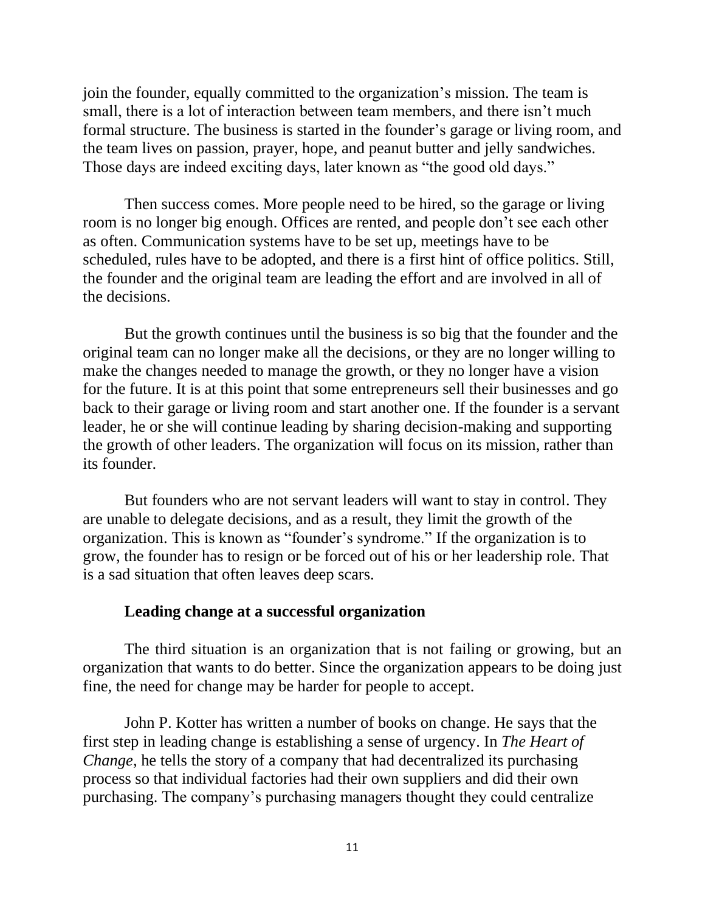join the founder, equally committed to the organization's mission. The team is small, there is a lot of interaction between team members, and there isn't much formal structure. The business is started in the founder's garage or living room, and the team lives on passion, prayer, hope, and peanut butter and jelly sandwiches. Those days are indeed exciting days, later known as "the good old days."

Then success comes. More people need to be hired, so the garage or living room is no longer big enough. Offices are rented, and people don't see each other as often. Communication systems have to be set up, meetings have to be scheduled, rules have to be adopted, and there is a first hint of office politics. Still, the founder and the original team are leading the effort and are involved in all of the decisions.

But the growth continues until the business is so big that the founder and the original team can no longer make all the decisions, or they are no longer willing to make the changes needed to manage the growth, or they no longer have a vision for the future. It is at this point that some entrepreneurs sell their businesses and go back to their garage or living room and start another one. If the founder is a servant leader, he or she will continue leading by sharing decision-making and supporting the growth of other leaders. The organization will focus on its mission, rather than its founder.

But founders who are not servant leaders will want to stay in control. They are unable to delegate decisions, and as a result, they limit the growth of the organization. This is known as "founder's syndrome." If the organization is to grow, the founder has to resign or be forced out of his or her leadership role. That is a sad situation that often leaves deep scars.

### Leading change at a successful organization

The third situation is an organization that is not failing or growing, but an organization that wants to do better. Since the organization appears to be doing just fine, the need for change may be harder for people to accept.

John P. Kotter has written a number of books on change. He says that the first step in leading change is establishing a sense of urgency. In *The Heart of Change*, he tells the story of a company that had decentralized its purchasing process so that individual factories had their own suppliers and did their own purchasing. The company's purchasing managers thought they could centralize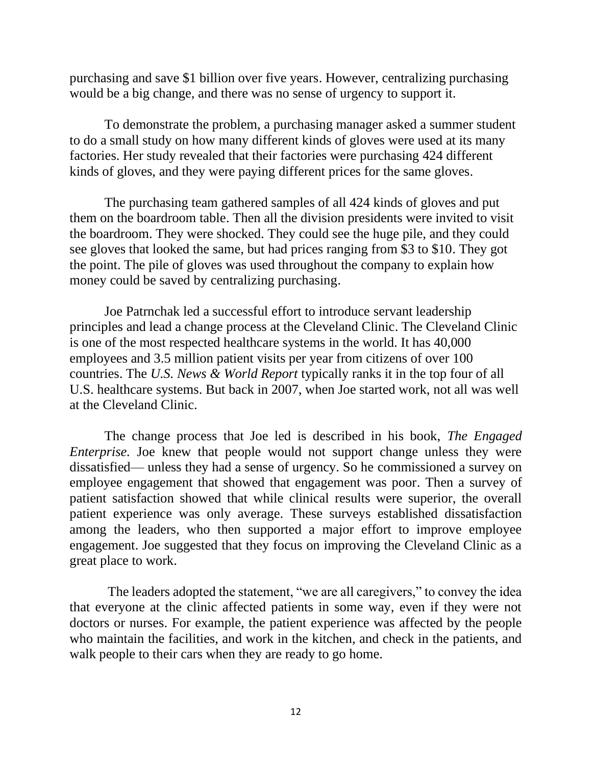purchasing and save $1 billion over five years. However, centralizing purchasing would be a big change, and there was no sense of urgency to support it.

To demonstrate the problem, a purchasing manager asked a summer student to do a small study on how many different kinds of gloves were used at its many factories. Her study revealed that their factories were purchasing 424 different kinds of gloves, and they were paying different prices for the same gloves.

The purchasing team gathered samples of all 424 kinds of gloves and put them on the boardroom table. Then all the division presidents were invited to visit the boardroom. They were shocked. They could see the huge pile, and they could see gloves that looked the same, but had prices ranging from $3 to $10. They got the point. The pile of gloves was used throughout the company to explain how money could be saved by centralizing purchasing.

Joe Patrnchak led a successful effort to introduce servant leadership principles and lead a change process at the Cleveland Clinic. The Cleveland Clinic is one of the most respected healthcare systems in the world. It has 40,000 employees and 3.5 million patient visits per year from citizens of over 100 countries. The *U.S. News & World Report* typically ranks it in the top four of all U.S. healthcare systems. But back in 2007, when Joe started work, not all was well at the Cleveland Clinic.

The change process that Joe led is described in his book, *The Engaged Enterprise*. Joe knew that people would not support change unless they were dissatisfied— unless they had a sense of urgency. So he commissioned a survey on employee engagement that showed that engagement was poor. Then a survey of patient satisfaction showed that while clinical results were superior, the overall patient experience was only average. These surveys established dissatisfaction among the leaders, who then supported a major effort to improve employee engagement. Joe suggested that they focus on improving the Cleveland Clinic as a great place to work.

The leaders adopted the statement, "we are all caregivers," to convey the idea that everyone at the clinic affected patients in some way, even if they were not doctors or nurses. For example, the patient experience was affected by the people who maintain the facilities, and work in the kitchen, and check in the patients, and walk people to their cars when they are ready to go home.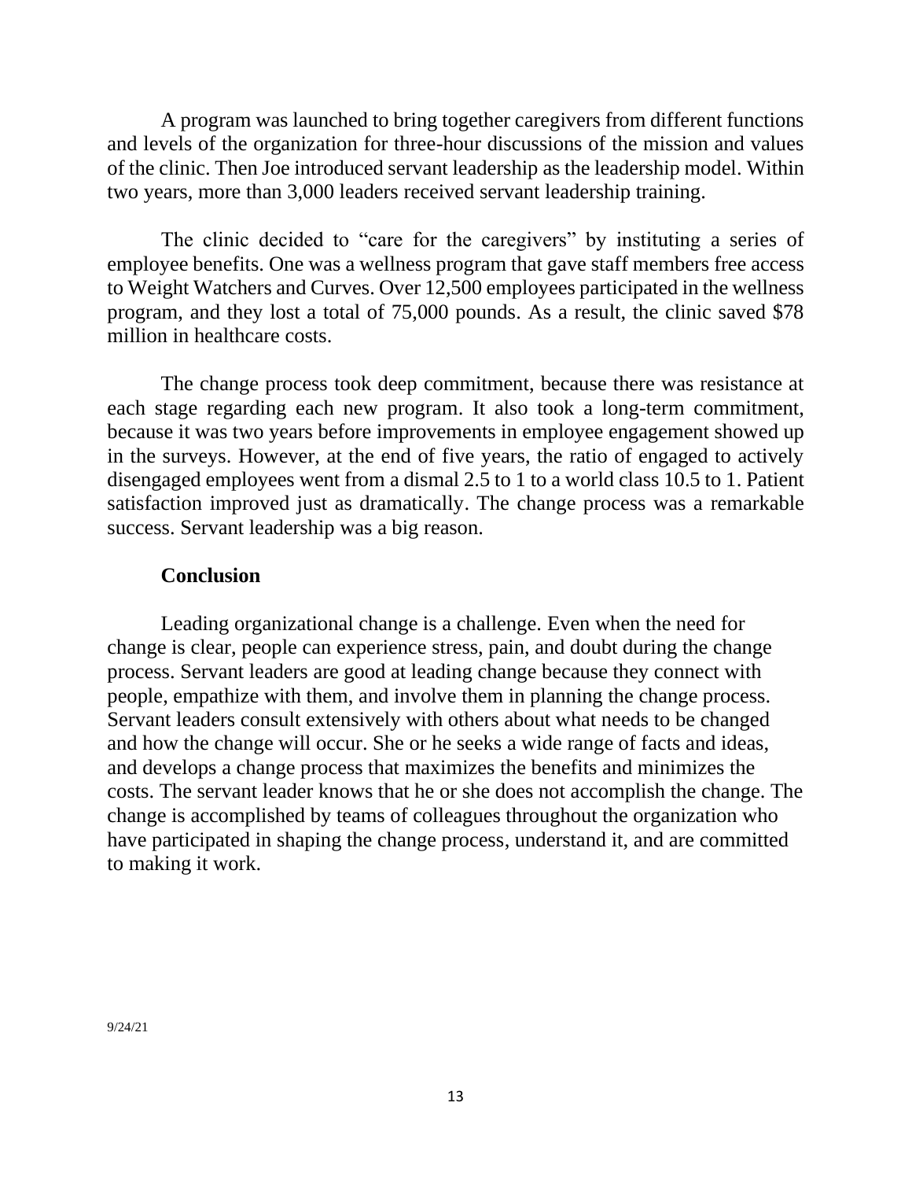A program was launched to bring together caregivers from different functions and levels of the organization for three-hour discussions of the mission and values of the clinic. Then Joe introduced servant leadership as the leadership model. Within two years, more than 3,000 leaders received servant leadership training.

The clinic decided to "care for the caregivers" by instituting a series of employee benefits. One was a wellness program that gave staff members free access to Weight Watchers and Curves. Over 12,500 employees participated in the wellness program, and they lost a total of 75,000 pounds. As a result, the clinic saved $78 million in healthcare costs.

The change process took deep commitment, because there was resistance at each stage regarding each new program. It also took a long-term commitment, because it was two years before improvements in employee engagement showed up in the surveys. However, at the end of five years, the ratio of engaged to actively disengaged employees went from a dismal 2.5 to 1 to a world class 10.5 to 1. Patient satisfaction improved just as dramatically. The change process was a remarkable success. Servant leadership was a big reason.

**Conclusion**

Leading organizational change is a challenge. Even when the need for change is clear, people can experience stress, pain, and doubt during the change process. Servant leaders are good at leading change because they connect with people, empathize with them, and involve them in planning the change process. Servant leaders consult extensively with others about what needs to be changed and how the change will occur. She or he seeks a wide range of facts and ideas, and develops a change process that maximizes the benefits and minimizes the costs. The servant leader knows that he or she does not accomplish the change. The change is accomplished by teams of colleagues throughout the organization who have participated in shaping the change process, understand it, and are committed to making it work.

9/24/21